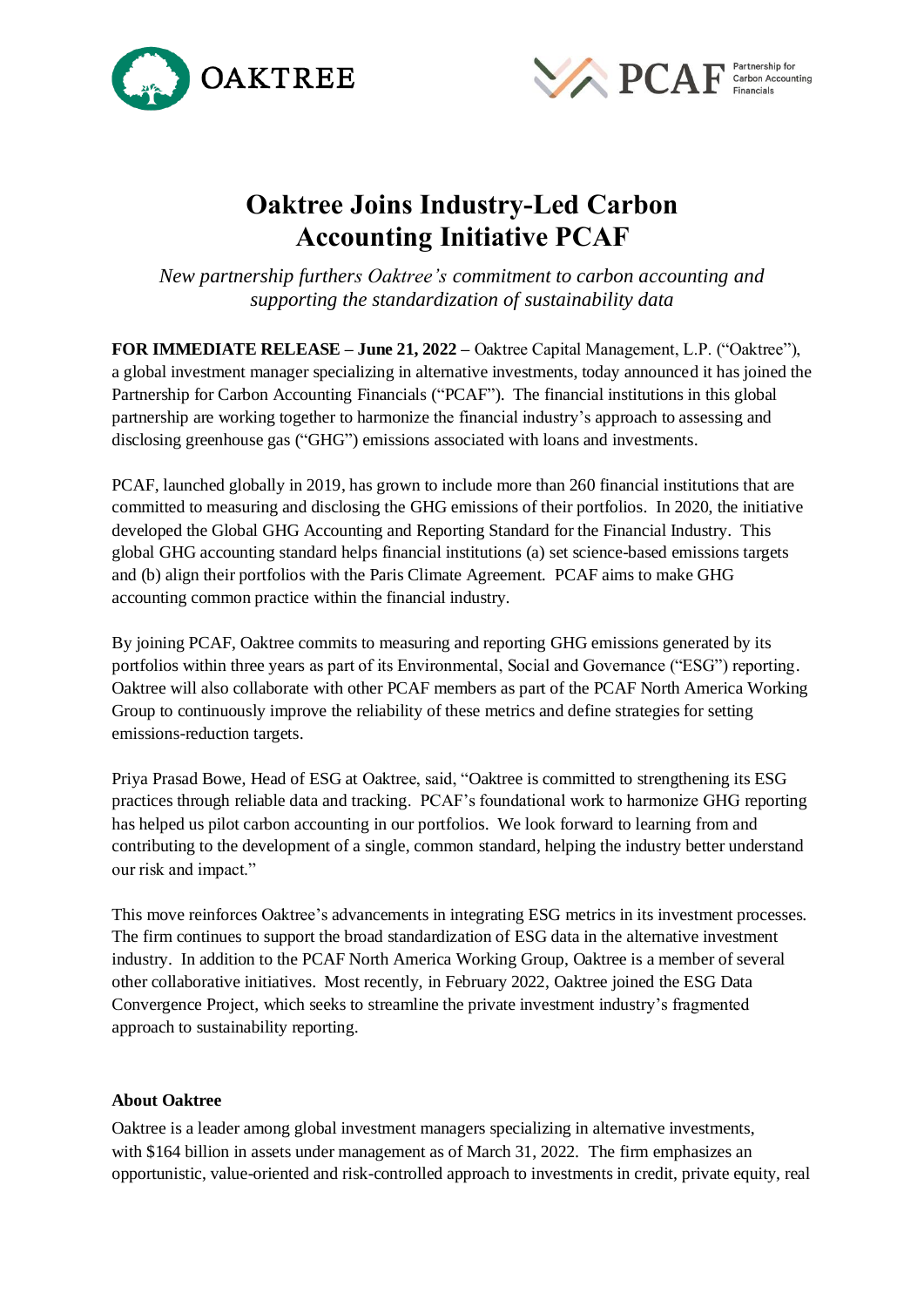# Oaktree Joins Industry-Led Carbon Accounting Initiative PCAF

*New partnership furthers Oaktree's commitment to carbon accounting and supporting the standardization of sustainability data*

**FOR IMMEDIATE RELEASE – June 21, 2022 –** Oaktree Capital Management, L.P. ("Oaktree"), a global investment manager specializing in alternative investments, today announced it has joined the Partnership for Carbon Accounting Financials ("PCAF"). The financial institutions in this global partnership are working together to harmonize the financial industry's approach to assessing and disclosing greenhouse gas ("GHG") emissions associated with loans and investments.

PCAF, launched globally in 2019, has grown to include more than 260 financial institutions that are committed to measuring and disclosing the GHG emissions of their portfolios. In 2020, the initiative developed the Global GHG Accounting and Reporting Standard for the Financial Industry. This global GHG accounting standard helps financial institutions (a) set science-based emissions targets and (b) align their portfolios with the Paris Climate Agreement. PCAF aims to make GHG accounting common practice within the financial industry.

By joining PCAF, Oaktree commits to measuring and reporting GHG emissions generated by its portfolios within three years as part of its Environmental, Social and Governance ("ESG") reporting. Oaktree will also collaborate with other PCAF members as part of the PCAF North America Working Group to continuously improve the reliability of these metrics and define strategies for setting emissions-reduction targets.

Priya Prasad Bowe, Head of ESG at Oaktree, said, "Oaktree is committed to strengthening its ESG practices through reliable data and tracking. PCAF's foundational work to harmonize GHG reporting has helped us pilot carbon accounting in our portfolios. We look forward to learning from and contributing to the development of a single, common standard, helping the industry better understand our risk and impact."

This move reinforces Oaktree's advancements in integrating ESG metrics in its investment processes. The firm continues to support the broad standardization of ESG data in the alternative investment industry. In addition to the PCAF North America Working Group, Oaktree is a member of several other collaborative initiatives. Most recently, in February 2022, Oaktree joined the ESG Data Convergence Project, which seeks to streamline the private investment industry's fragmented approach to sustainability reporting.

**About Oaktree**

Oaktree is a leader among global investment managers specializing in alternative investments, with $164 billion in assets under management as of March 31, 2022. The firm emphasizes an opportunistic, value-oriented and risk-controlled approach to investments in credit, private equity, real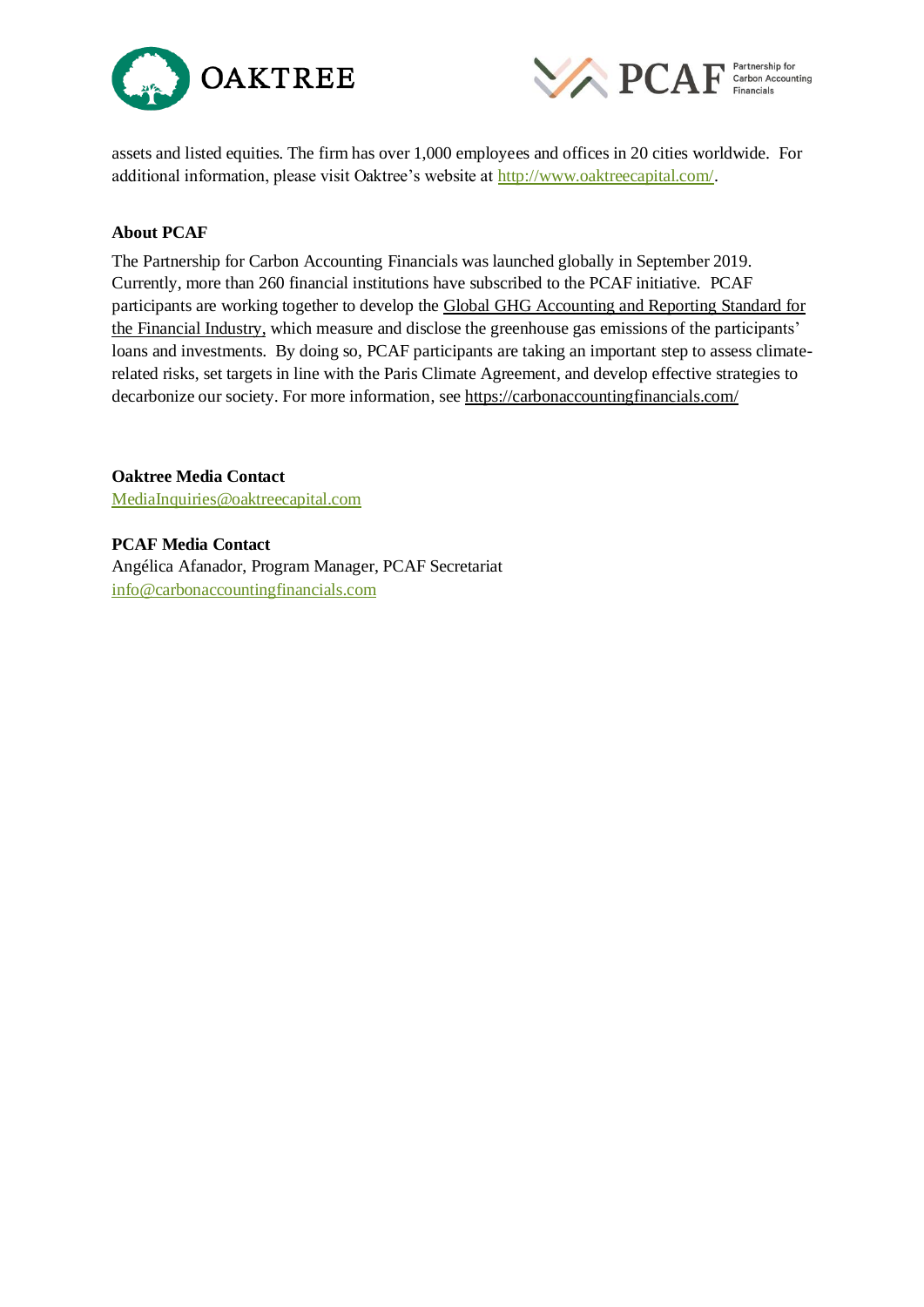assets and listed equities. The firm has over 1,000 employees and offices in 20 cities worldwide. For additional information, please visit Oaktree's website at http://www.oaktreecapital.com/.

**About PCAF**

The Partnership for Carbon Accounting Financials was launched globally in September 2019. Currently, more than 260 financial institutions have subscribed to the PCAF initiative. PCAF participants are working together to develop the Global GHG Accounting and Reporting Standard for the Financial Industry, which measure and disclose the greenhouse gas emissions of the participants' loans and investments. By doing so, PCAF participants are taking an important step to assess climate-related risks, set targets in line with the Paris Climate Agreement, and develop effective strategies to decarbonize our society. For more information, see https://carbonaccountingfinancials.com/

**Oaktree Media Contact**
MediaInquiries@oaktreecapital.com

**PCAF Media Contact**
Angélica Afanador, Program Manager, PCAF Secretariat
info@carbonaccountingfinancials.com